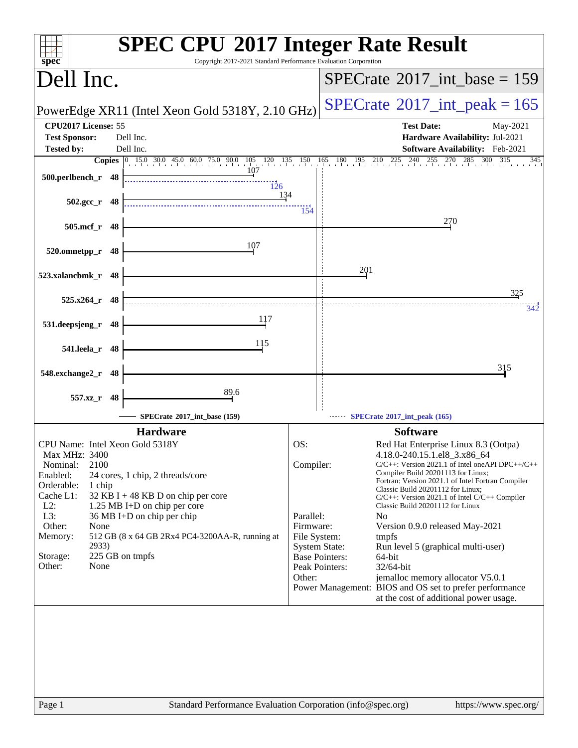# SPEC CPU 2017 Integer Rate Result

Copyright 2017-2021 Standard Performance Evaluation Corporation

## Dell Inc.

**PowerEdge XR11 (Intel Xeon Gold 5318Y, 2.10 GHz)**

SPECrate 2017_int_base = 159

SPECrate 2017_int_peak = 165

| | | | |
|---|---|---|---|
| **CPU2017 License:** | 55 | **Test Date:** | May-2021 |
| **Test Sponsor:** | Dell Inc. | **Hardware Availability:** | Jul-2021 |
| **Tested by:** | Dell Inc. | **Software Availability:** | Feb-2021 |

| Benchmark | Copies | Base | Peak |
|---|---|---|---|
| 500.perlbench_r | 48 | 107 | 126 |
| 502.gcc_r | 48 | 134 | 154 |
| 505.mcf_r | 48 | 270 | |
| 520.omnetpp_r | 48 | 107 | |
| 523.xalancbmk_r | 48 | 201 | |
| 525.x264_r | 48 | 325 | 342 |
| 531.deepsjeng_r | 48 | 117 | |
| 541.leela_r | 48 | 115 | |
| 548.exchange2_r | 48 | 315 | |
| 557.xz_r | 48 | 89.6 | |

SPECrate 2017_int_base (159) — SPECrate 2017_int_peak (165)

## Hardware

| | |
|---|---|
| CPU Name: | Intel Xeon Gold 5318Y |
| Max MHz: | 3400 |
| Nominal: | 2100 |
| Enabled: | 24 cores, 1 chip, 2 threads/core |
| Orderable: | 1 chip |
| Cache L1: | 32 KB I + 48 KB D on chip per core |
| L2: | 1.25 MB I+D on chip per core |
| L3: | 36 MB I+D on chip per chip |
| Other: | None |
| Memory: | 512 GB (8 x 64 GB 2Rx4 PC4-3200AA-R, running at 2933) |
| Storage: | 225 GB on tmpfs |
| Other: | None |

## Software

| | |
|---|---|
| OS: | Red Hat Enterprise Linux 8.3 (Ootpa) 4.18.0-240.15.1.el8_3.x86_64 |
| Compiler: | C/C++: Version 2021.1 of Intel oneAPI DPC++/C++ Compiler Build 20201113 for Linux; Fortran: Version 2021.1 of Intel Fortran Compiler Classic Build 20201112 for Linux; C/C++: Version 2021.1 of Intel C/C++ Compiler Classic Build 20201112 for Linux |
| Parallel: | No |
| Firmware: | Version 0.9.0 released May-2021 |
| File System: | tmpfs |
| System State: | Run level 5 (graphical multi-user) |
| Base Pointers: | 64-bit |
| Peak Pointers: | 32/64-bit |
| Other: | jemalloc memory allocator V5.0.1 |
| Power Management: | BIOS and OS set to prefer performance at the cost of additional power usage. |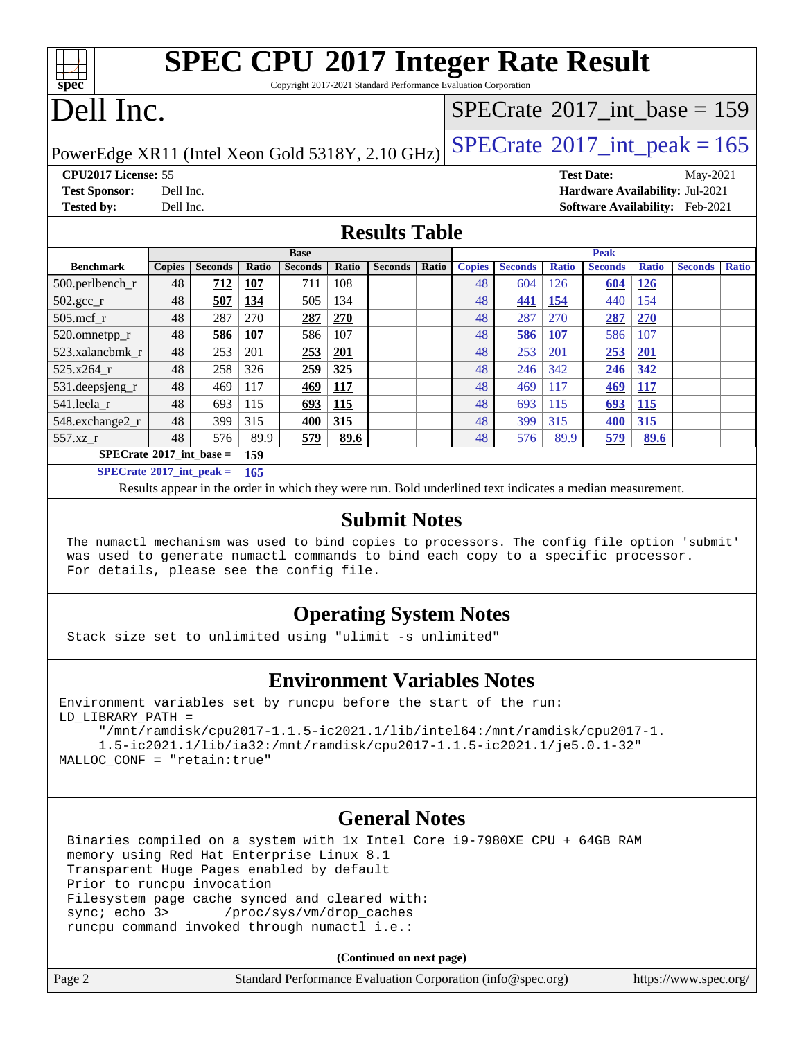# SPEC CPU 2017 Integer Rate Result

Copyright 2017-2021 Standard Performance Evaluation Corporation

# Dell Inc.

PowerEdge XR11 (Intel Xeon Gold 5318Y, 2.10 GHz)

SPECrate 2017_int_base = 159

SPECrate 2017_int_peak = 165

**CPU2017 License:** 55
**Test Sponsor:** Dell Inc.
**Tested by:** Dell Inc.

**Test Date:** May-2021
**Hardware Availability:** Jul-2021
**Software Availability:** Feb-2021

## Results Table

| Benchmark | Base | | | | | | | Peak | | | | | | |
|---|---|---|---|---|---|---|---|---|---|---|---|---|---|---|
| | Copies | Seconds | Ratio | Seconds | Ratio | Seconds | Ratio | Copies | Seconds | Ratio | Seconds | Ratio | Seconds | Ratio |
| 500.perlbench_r | 48 | **712** | **107** | 711 | 108 | | | 48 | 604 | 126 | **604** | **126** | | |
| 502.gcc_r | 48 | **507** | **134** | 505 | 134 | | | 48 | **441** | **154** | 440 | 154 | | |
| 505.mcf_r | 48 | 287 | 270 | **287** | **270** | | | 48 | 287 | 270 | **287** | **270** | | |
| 520.omnetpp_r | 48 | **586** | **107** | 586 | 107 | | | 48 | **586** | **107** | 586 | 107 | | |
| 523.xalancbmk_r | 48 | 253 | 201 | **253** | **201** | | | 48 | 253 | 201 | **253** | **201** | | |
| 525.x264_r | 48 | 258 | 326 | **259** | **325** | | | 48 | 246 | 342 | **246** | **342** | | |
| 531.deepsjeng_r | 48 | 469 | 117 | **469** | **117** | | | 48 | 469 | 117 | **469** | **117** | | |
| 541.leela_r | 48 | 693 | 115 | **693** | **115** | | | 48 | 693 | 115 | **693** | **115** | | |
| 548.exchange2_r | 48 | 399 | 315 | **400** | **315** | | | 48 | 399 | 315 | **400** | **315** | | |
| 557.xz_r | 48 | 576 | 89.9 | **579** | **89.6** | | | 48 | 576 | 89.9 | **579** | **89.6** | | |

**SPECrate 2017_int_base = 159**

**SPECrate 2017_int_peak = 165**

Results appear in the order in which they were run. Bold underlined text indicates a median measurement.

## Submit Notes

```
The numactl mechanism was used to bind copies to processors. The config file option 'submit'
was used to generate numactl commands to bind each copy to a specific processor.
For details, please see the config file.
```

## Operating System Notes

```
Stack size set to unlimited using "ulimit -s unlimited"
```

## Environment Variables Notes

```
Environment variables set by runcpu before the start of the run:
LD_LIBRARY_PATH =
     "/mnt/ramdisk/cpu2017-1.1.5-ic2021.1/lib/intel64:/mnt/ramdisk/cpu2017-1.
     1.5-ic2021.1/lib/ia32:/mnt/ramdisk/cpu2017-1.1.5-ic2021.1/je5.0.1-32"
MALLOC_CONF = "retain:true"
```

## General Notes

```
Binaries compiled on a system with 1x Intel Core i9-7980XE CPU + 64GB RAM
memory using Red Hat Enterprise Linux 8.1
Transparent Huge Pages enabled by default
Prior to runcpu invocation
Filesystem page cache synced and cleared with:
sync; echo 3>       /proc/sys/vm/drop_caches
runcpu command invoked through numactl i.e.:
```

**(Continued on next page)**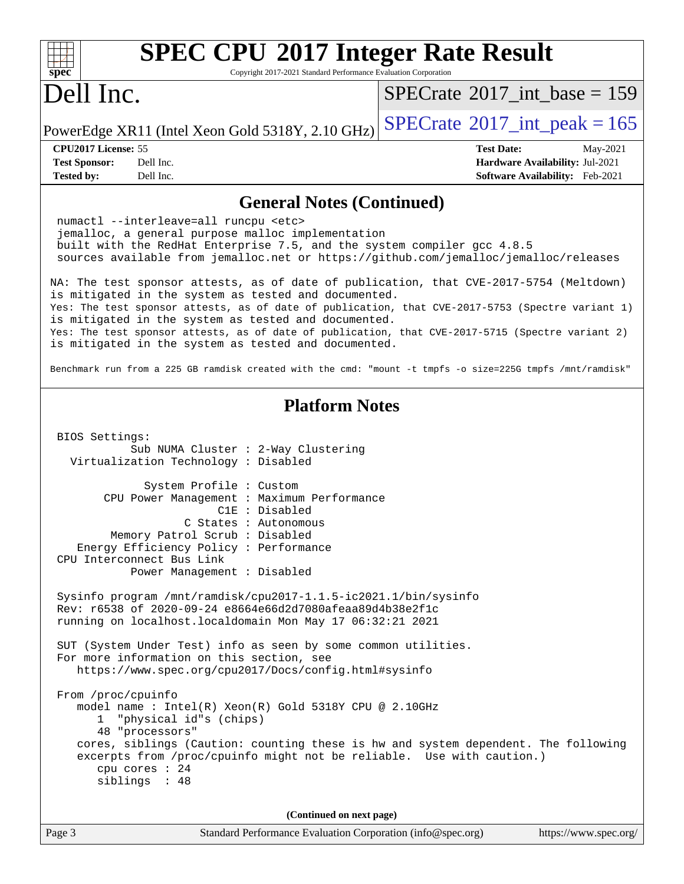# SPEC CPU 2017 Integer Rate Result

Copyright 2017-2021 Standard Performance Evaluation Corporation

# Dell Inc.

PowerEdge XR11 (Intel Xeon Gold 5318Y, 2.10 GHz)

SPECrate 2017_int_base = 159

SPECrate 2017_int_peak = 165

**CPU2017 License:** 55
**Test Sponsor:** Dell Inc.
**Tested by:** Dell Inc.

**Test Date:** May-2021
**Hardware Availability:** Jul-2021
**Software Availability:** Feb-2021

## General Notes (Continued)

```
 numactl --interleave=all runcpu <etc>
 jemalloc, a general purpose malloc implementation
 built with the RedHat Enterprise 7.5, and the system compiler gcc 4.8.5
 sources available from jemalloc.net or https://github.com/jemalloc/jemalloc/releases

NA: The test sponsor attests, as of date of publication, that CVE-2017-5754 (Meltdown)
is mitigated in the system as tested and documented.
Yes: The test sponsor attests, as of date of publication, that CVE-2017-5753 (Spectre variant 1)
is mitigated in the system as tested and documented.
Yes: The test sponsor attests, as of date of publication, that CVE-2017-5715 (Spectre variant 2)
is mitigated in the system as tested and documented.

Benchmark run from a 225 GB ramdisk created with the cmd: "mount -t tmpfs -o size=225G tmpfs /mnt/ramdisk"
```

## Platform Notes

```
 BIOS Settings:
           Sub NUMA Cluster : 2-Way Clustering
   Virtualization Technology : Disabled

              System Profile : Custom
        CPU Power Management : Maximum Performance
                         C1E : Disabled
                    C States : Autonomous
         Memory Patrol Scrub : Disabled
     Energy Efficiency Policy : Performance
 CPU Interconnect Bus Link
            Power Management : Disabled

 Sysinfo program /mnt/ramdisk/cpu2017-1.1.5-ic2021.1/bin/sysinfo
 Rev: r6538 of 2020-09-24 e8664e66d2d7080afeaa89d4b38e2f1c
 running on localhost.localdomain Mon May 17 06:32:21 2021

 SUT (System Under Test) info as seen by some common utilities.
 For more information on this section, see
    https://www.spec.org/cpu2017/Docs/config.html#sysinfo

 From /proc/cpuinfo
    model name : Intel(R) Xeon(R) Gold 5318Y CPU @ 2.10GHz
       1  "physical id"s (chips)
       48 "processors"
    cores, siblings (Caution: counting these is hw and system dependent. The following
    excerpts from /proc/cpuinfo might not be reliable.  Use with caution.)
       cpu cores : 24
       siblings  : 48
```

(Continued on next page)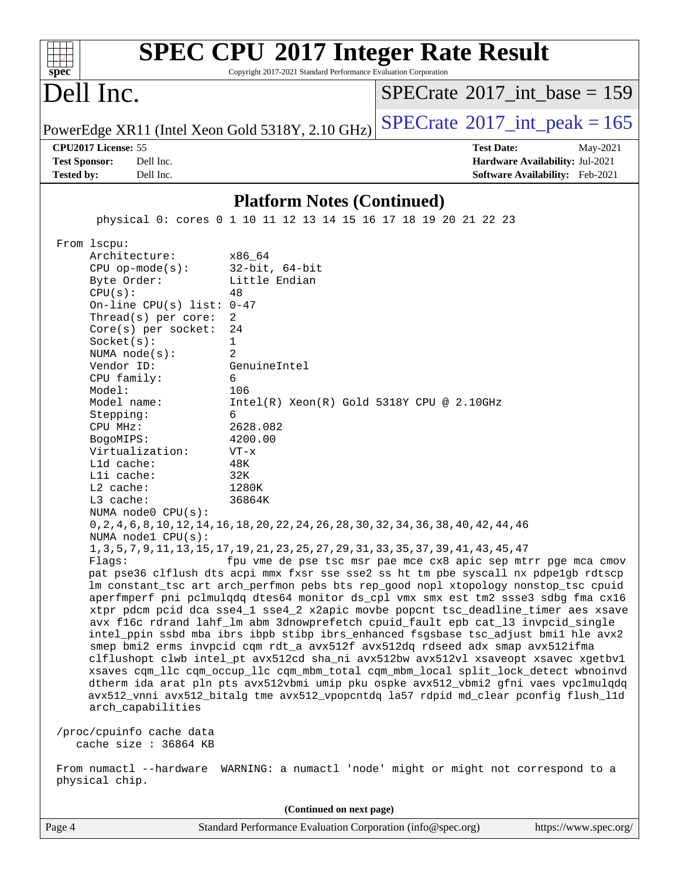# SPEC CPU 2017 Integer Rate Result

Copyright 2017-2021 Standard Performance Evaluation Corporation

## Dell Inc.

PowerEdge XR11 (Intel Xeon Gold 5318Y, 2.10 GHz)

SPECrate 2017_int_base = 159

SPECrate 2017_int_peak = 165

**CPU2017 License:** 55
**Test Sponsor:** Dell Inc.
**Tested by:** Dell Inc.

**Test Date:** May-2021
**Hardware Availability:** Jul-2021
**Software Availability:** Feb-2021

### Platform Notes (Continued)

```
      physical 0: cores 0 1 10 11 12 13 14 15 16 17 18 19 20 21 22 23

 From lscpu:
      Architecture:        x86_64
      CPU op-mode(s):      32-bit, 64-bit
      Byte Order:          Little Endian
      CPU(s):              48
      On-line CPU(s) list: 0-47
      Thread(s) per core:  2
      Core(s) per socket:  24
      Socket(s):           1
      NUMA node(s):        2
      Vendor ID:           GenuineIntel
      CPU family:          6
      Model:               106
      Model name:          Intel(R) Xeon(R) Gold 5318Y CPU @ 2.10GHz
      Stepping:            6
      CPU MHz:             2628.082
      BogoMIPS:            4200.00
      Virtualization:      VT-x
      L1d cache:           48K
      L1i cache:           32K
      L2 cache:            1280K
      L3 cache:            36864K
      NUMA node0 CPU(s):
      0,2,4,6,8,10,12,14,16,18,20,22,24,26,28,30,32,34,36,38,40,42,44,46
      NUMA node1 CPU(s):
      1,3,5,7,9,11,13,15,17,19,21,23,25,27,29,31,33,35,37,39,41,43,45,47
      Flags:               fpu vme de pse tsc msr pae mce cx8 apic sep mtrr pge mca cmov
      pat pse36 clflush dts acpi mmx fxsr sse sse2 ss ht tm pbe syscall nx pdpe1gb rdtscp
      lm constant_tsc art arch_perfmon pebs bts rep_good nopl xtopology nonstop_tsc cpuid
      aperfmperf pni pclmulqdq dtes64 monitor ds_cpl vmx smx est tm2 ssse3 sdbg fma cx16
      xtpr pdcm pcid dca sse4_1 sse4_2 x2apic movbe popcnt tsc_deadline_timer aes xsave
      avx f16c rdrand lahf_lm abm 3dnowprefetch cpuid_fault epb cat_l3 invpcid_single
      intel_ppin ssbd mba ibrs ibpb stibp ibrs_enhanced fsgsbase tsc_adjust bmi1 hle avx2
      smep bmi2 erms invpcid cqm rdt_a avx512f avx512dq rdseed adx smap avx512ifma
      clflushopt clwb intel_pt avx512cd sha_ni avx512bw avx512vl xsaveopt xsavec xgetbv1
      xsaves cqm_llc cqm_occup_llc cqm_mbm_total cqm_mbm_local split_lock_detect wbnoinvd
      dtherm ida arat pln pts avx512vbmi umip pku ospke avx512_vbmi2 gfni vaes vpclmulqdq
      avx512_vnni avx512_bitalg tme avx512_vpopcntdq la57 rdpid md_clear pconfig flush_l1d
      arch_capabilities

 /proc/cpuinfo cache data
    cache size : 36864 KB

 From numactl --hardware  WARNING: a numactl 'node' might or might not correspond to a
 physical chip.
```

(Continued on next page)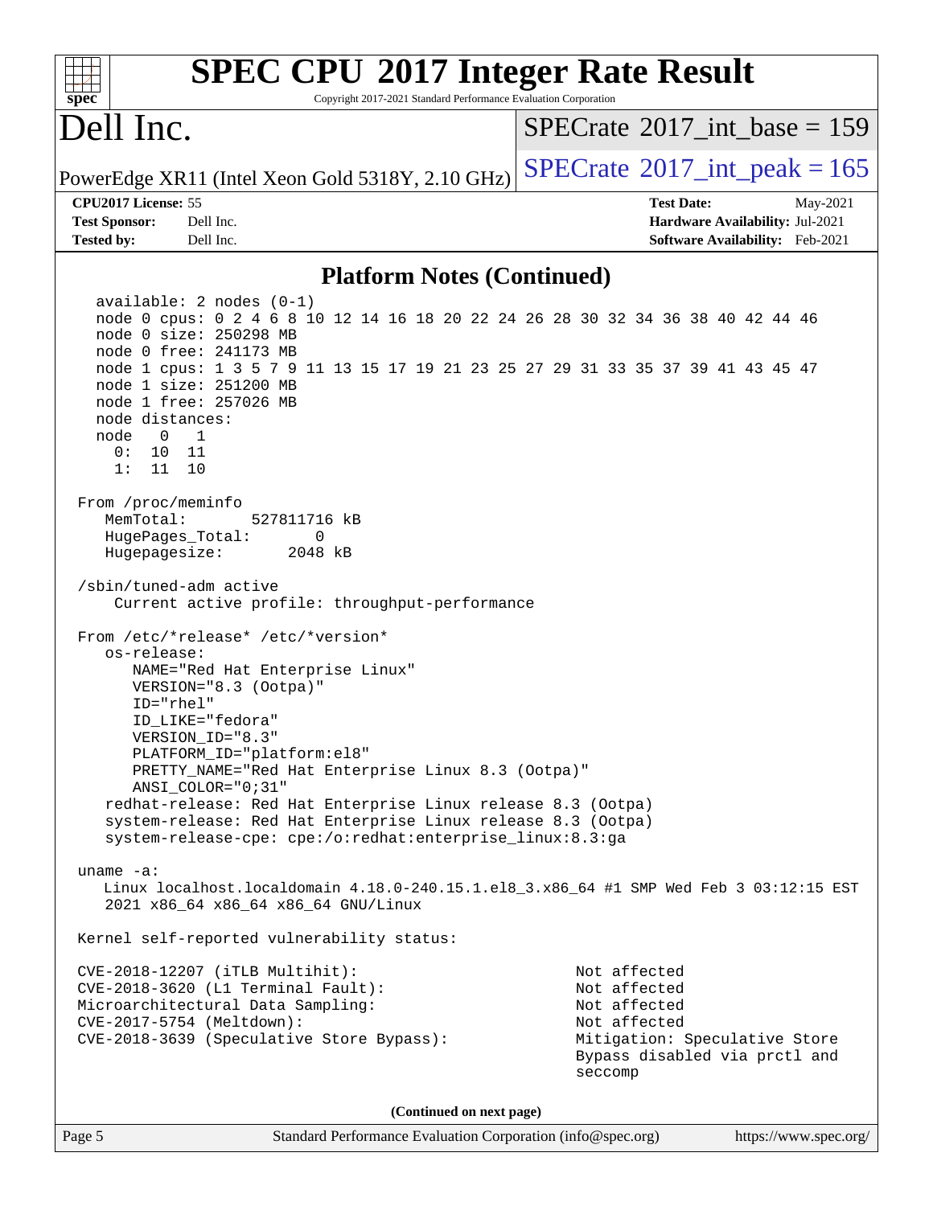## Platform Notes (Continued)

```
  available: 2 nodes (0-1)
  node 0 cpus: 0 2 4 6 8 10 12 14 16 18 20 22 24 26 28 30 32 34 36 38 40 42 44 46
  node 0 size: 250298 MB
  node 0 free: 241173 MB
  node 1 cpus: 1 3 5 7 9 11 13 15 17 19 21 23 25 27 29 31 33 35 37 39 41 43 45 47
  node 1 size: 251200 MB
  node 1 free: 257026 MB
  node distances:
  node   0   1
    0:  10  11
    1:  11  10

From /proc/meminfo
   MemTotal:       527811716 kB
   HugePages_Total:       0
   Hugepagesize:       2048 kB

/sbin/tuned-adm active
    Current active profile: throughput-performance

From /etc/*release* /etc/*version*
   os-release:
      NAME="Red Hat Enterprise Linux"
      VERSION="8.3 (Ootpa)"
      ID="rhel"
      ID_LIKE="fedora"
      VERSION_ID="8.3"
      PLATFORM_ID="platform:el8"
      PRETTY_NAME="Red Hat Enterprise Linux 8.3 (Ootpa)"
      ANSI_COLOR="0;31"
   redhat-release: Red Hat Enterprise Linux release 8.3 (Ootpa)
   system-release: Red Hat Enterprise Linux release 8.3 (Ootpa)
   system-release-cpe: cpe:/o:redhat:enterprise_linux:8.3:ga

uname -a:
   Linux localhost.localdomain 4.18.0-240.15.1.el8_3.x86_64 #1 SMP Wed Feb 3 03:12:15 EST
   2021 x86_64 x86_64 x86_64 GNU/Linux

Kernel self-reported vulnerability status:

CVE-2018-12207 (iTLB Multihit):                          Not affected
CVE-2018-3620 (L1 Terminal Fault):                       Not affected
Microarchitectural Data Sampling:                        Not affected
CVE-2017-5754 (Meltdown):                                Not affected
CVE-2018-3639 (Speculative Store Bypass):                Mitigation: Speculative Store
                                                         Bypass disabled via prctl and
                                                         seccomp
```

(Continued on next page)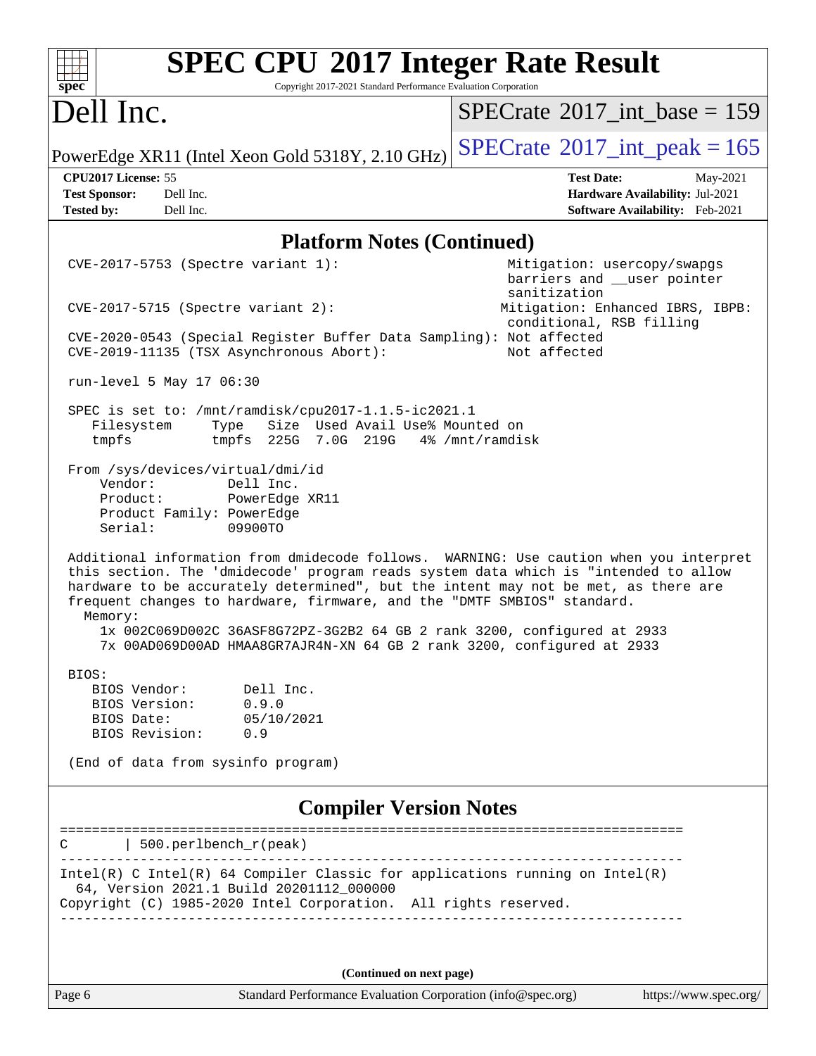# SPEC CPU 2017 Integer Rate Result

Copyright 2017-2021 Standard Performance Evaluation Corporation

## Dell Inc.

PowerEdge XR11 (Intel Xeon Gold 5318Y, 2.10 GHz)

SPECrate 2017_int_base = 159

SPECrate 2017_int_peak = 165

**CPU2017 License:** 55
**Test Sponsor:** Dell Inc.
**Tested by:** Dell Inc.

**Test Date:** May-2021
**Hardware Availability:** Jul-2021
**Software Availability:** Feb-2021

### Platform Notes (Continued)

```
CVE-2017-5753 (Spectre variant 1):                       Mitigation: usercopy/swapgs
                                                          barriers and __user pointer
                                                          sanitization
CVE-2017-5715 (Spectre variant 2):                       Mitigation: Enhanced IBRS, IBPB:
                                                          conditional, RSB filling
CVE-2020-0543 (Special Register Buffer Data Sampling): Not affected
CVE-2019-11135 (TSX Asynchronous Abort):                 Not affected

run-level 5 May 17 06:30

SPEC is set to: /mnt/ramdisk/cpu2017-1.1.5-ic2021.1
   Filesystem     Type   Size  Used Avail Use% Mounted on
   tmpfs          tmpfs  225G  7.0G  219G   4% /mnt/ramdisk

From /sys/devices/virtual/dmi/id
    Vendor:         Dell Inc.
    Product:        PowerEdge XR11
    Product Family: PowerEdge
    Serial:         09900TO

Additional information from dmidecode follows.  WARNING: Use caution when you interpret
this section. The 'dmidecode' program reads system data which is "intended to allow
hardware to be accurately determined", but the intent may not be met, as there are
frequent changes to hardware, firmware, and the "DMTF SMBIOS" standard.
  Memory:
    1x 002C069D002C 36ASF8G72PZ-3G2B2 64 GB 2 rank 3200, configured at 2933
    7x 00AD069D00AD HMAA8GR7AJR4N-XN 64 GB 2 rank 3200, configured at 2933

BIOS:
   BIOS Vendor:       Dell Inc.
   BIOS Version:      0.9.0
   BIOS Date:         05/10/2021
   BIOS Revision:     0.9

(End of data from sysinfo program)
```

### Compiler Version Notes

```
==============================================================================
C       | 500.perlbench_r(peak)
------------------------------------------------------------------------------
Intel(R) C Intel(R) 64 Compiler Classic for applications running on Intel(R)
  64, Version 2021.1 Build 20201112_000000
Copyright (C) 1985-2020 Intel Corporation.  All rights reserved.
------------------------------------------------------------------------------
```

(Continued on next page)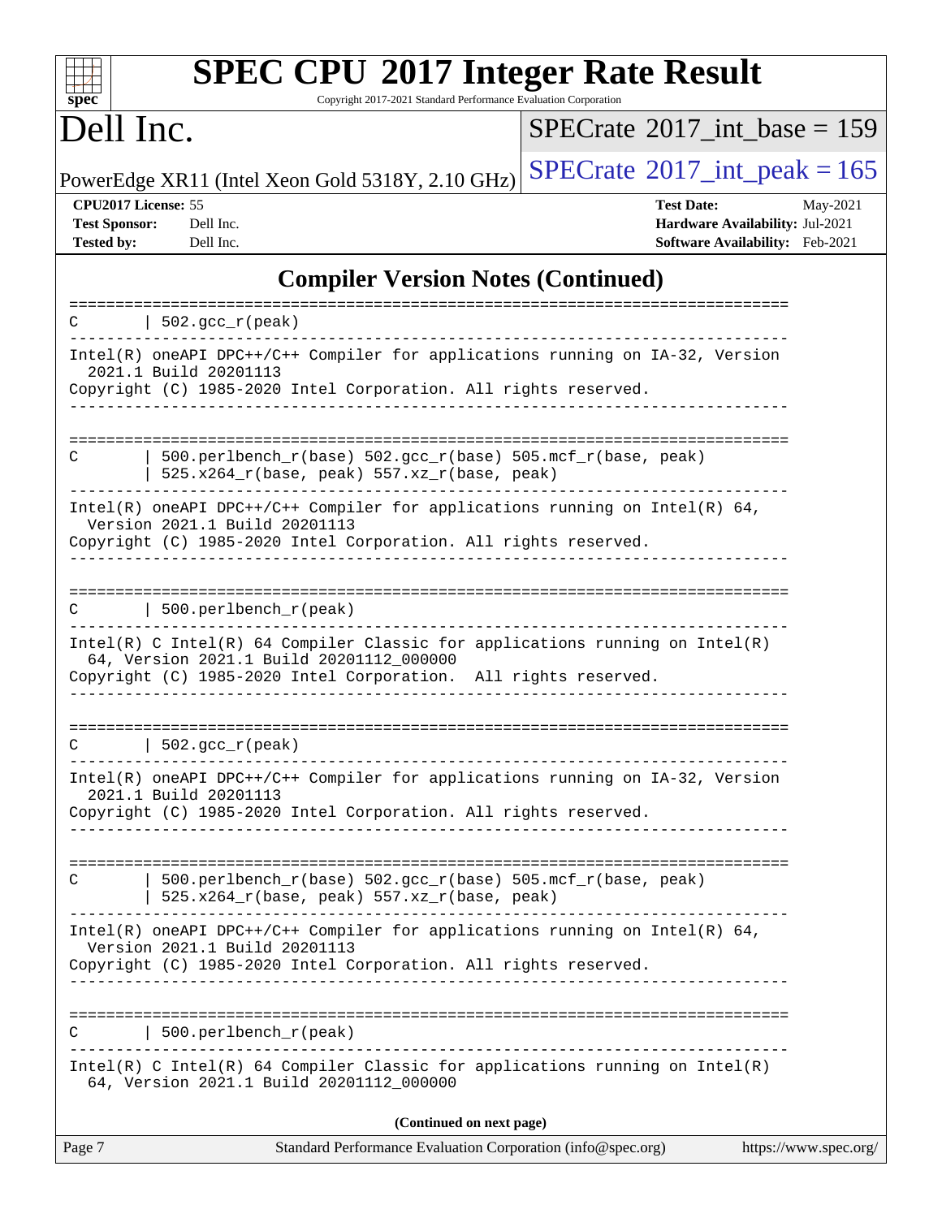# SPEC CPU 2017 Integer Rate Result

Copyright 2017-2021 Standard Performance Evaluation Corporation

# Dell Inc.

PowerEdge XR11 (Intel Xeon Gold 5318Y, 2.10 GHz)

SPECrate 2017_int_base = 159

SPECrate 2017_int_peak = 165

**CPU2017 License:** 55
**Test Sponsor:** Dell Inc.
**Tested by:** Dell Inc.

**Test Date:** May-2021
**Hardware Availability:** Jul-2021
**Software Availability:** Feb-2021

## Compiler Version Notes (Continued)

```
==============================================================================
C       | 502.gcc_r(peak)
------------------------------------------------------------------------------
Intel(R) oneAPI DPC++/C++ Compiler for applications running on IA-32, Version
  2021.1 Build 20201113
Copyright (C) 1985-2020 Intel Corporation. All rights reserved.
------------------------------------------------------------------------------

==============================================================================
C       | 500.perlbench_r(base) 502.gcc_r(base) 505.mcf_r(base, peak)
        | 525.x264_r(base, peak) 557.xz_r(base, peak)
------------------------------------------------------------------------------
Intel(R) oneAPI DPC++/C++ Compiler for applications running on Intel(R) 64,
  Version 2021.1 Build 20201113
Copyright (C) 1985-2020 Intel Corporation. All rights reserved.
------------------------------------------------------------------------------

==============================================================================
C       | 500.perlbench_r(peak)
------------------------------------------------------------------------------
Intel(R) C Intel(R) 64 Compiler Classic for applications running on Intel(R)
  64, Version 2021.1 Build 20201112_000000
Copyright (C) 1985-2020 Intel Corporation.  All rights reserved.
------------------------------------------------------------------------------

==============================================================================
C       | 502.gcc_r(peak)
------------------------------------------------------------------------------
Intel(R) oneAPI DPC++/C++ Compiler for applications running on IA-32, Version
  2021.1 Build 20201113
Copyright (C) 1985-2020 Intel Corporation. All rights reserved.
------------------------------------------------------------------------------

==============================================================================
C       | 500.perlbench_r(base) 502.gcc_r(base) 505.mcf_r(base, peak)
        | 525.x264_r(base, peak) 557.xz_r(base, peak)
------------------------------------------------------------------------------
Intel(R) oneAPI DPC++/C++ Compiler for applications running on Intel(R) 64,
  Version 2021.1 Build 20201113
Copyright (C) 1985-2020 Intel Corporation. All rights reserved.
------------------------------------------------------------------------------

==============================================================================
C       | 500.perlbench_r(peak)
------------------------------------------------------------------------------
Intel(R) C Intel(R) 64 Compiler Classic for applications running on Intel(R)
  64, Version 2021.1 Build 20201112_000000
```

**(Continued on next page)**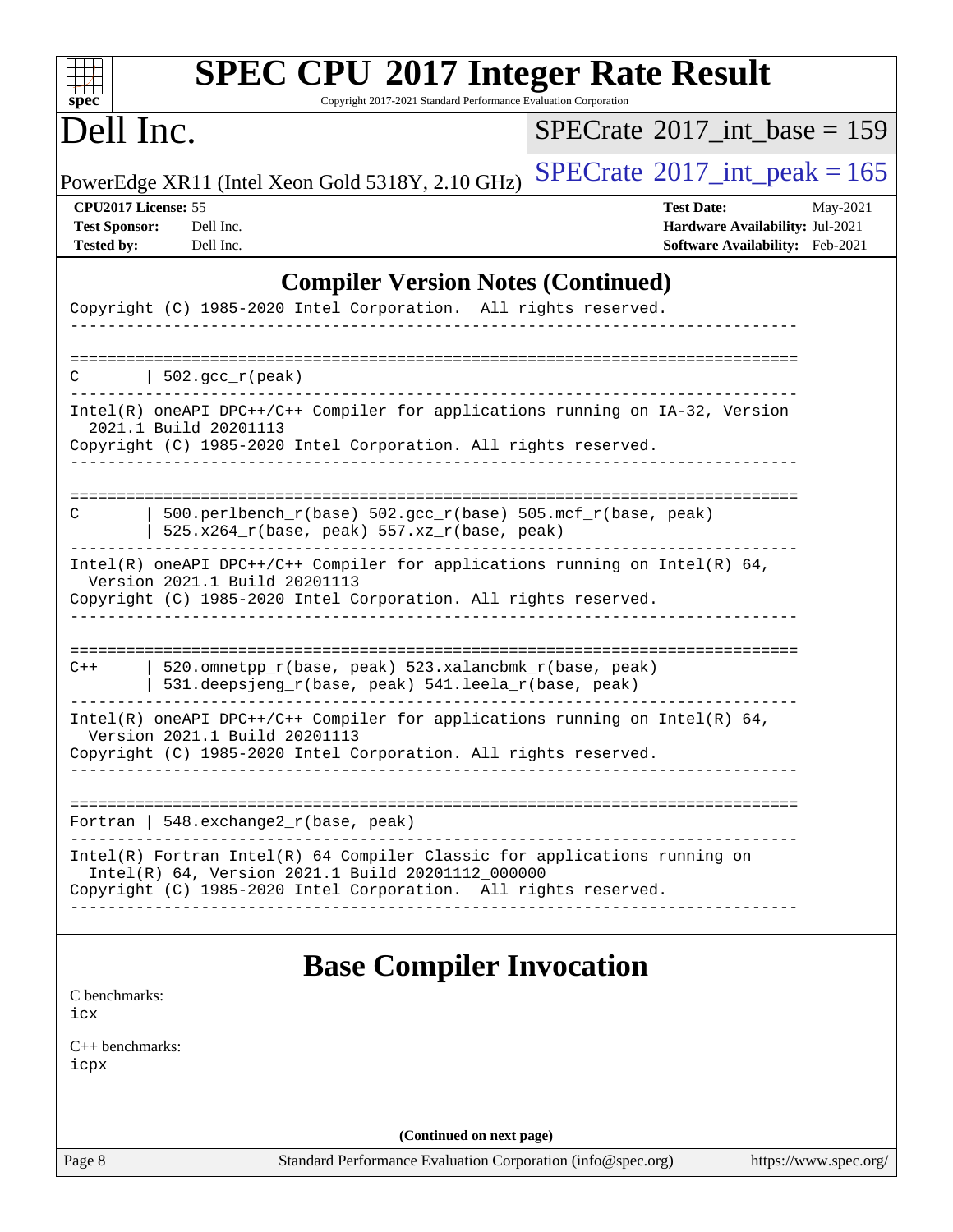# SPEC CPU 2017 Integer Rate Result

Copyright 2017-2021 Standard Performance Evaluation Corporation

# Dell Inc.

PowerEdge XR11 (Intel Xeon Gold 5318Y, 2.10 GHz)

SPECrate 2017_int_base = 159

SPECrate 2017_int_peak = 165

**CPU2017 License:** 55
**Test Sponsor:** Dell Inc.
**Tested by:** Dell Inc.

**Test Date:** May-2021
**Hardware Availability:** Jul-2021
**Software Availability:** Feb-2021

## Compiler Version Notes (Continued)

```
Copyright (C) 1985-2020 Intel Corporation.  All rights reserved.
------------------------------------------------------------------------------

==============================================================================
C       | 502.gcc_r(peak)
------------------------------------------------------------------------------
Intel(R) oneAPI DPC++/C++ Compiler for applications running on IA-32, Version
  2021.1 Build 20201113
Copyright (C) 1985-2020 Intel Corporation. All rights reserved.
------------------------------------------------------------------------------

==============================================================================
C       | 500.perlbench_r(base) 502.gcc_r(base) 505.mcf_r(base, peak)
        | 525.x264_r(base, peak) 557.xz_r(base, peak)
------------------------------------------------------------------------------
Intel(R) oneAPI DPC++/C++ Compiler for applications running on Intel(R) 64,
  Version 2021.1 Build 20201113
Copyright (C) 1985-2020 Intel Corporation. All rights reserved.
------------------------------------------------------------------------------

==============================================================================
C++     | 520.omnetpp_r(base, peak) 523.xalancbmk_r(base, peak)
        | 531.deepsjeng_r(base, peak) 541.leela_r(base, peak)
------------------------------------------------------------------------------
Intel(R) oneAPI DPC++/C++ Compiler for applications running on Intel(R) 64,
  Version 2021.1 Build 20201113
Copyright (C) 1985-2020 Intel Corporation. All rights reserved.
------------------------------------------------------------------------------

==============================================================================
Fortran | 548.exchange2_r(base, peak)
------------------------------------------------------------------------------
Intel(R) Fortran Intel(R) 64 Compiler Classic for applications running on
  Intel(R) 64, Version 2021.1 Build 20201112_000000
Copyright (C) 1985-2020 Intel Corporation.  All rights reserved.
------------------------------------------------------------------------------
```

## Base Compiler Invocation

C benchmarks:
icx

C++ benchmarks:
icpx

**(Continued on next page)**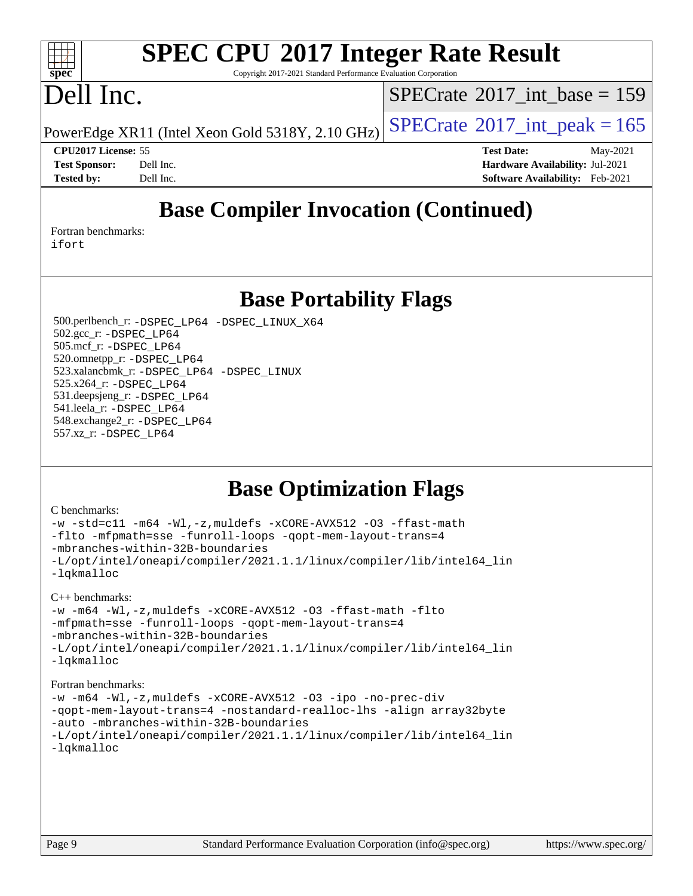## Base Compiler Invocation (Continued)

Fortran benchmarks:
ifort

## Base Portability Flags

500.perlbench_r: -DSPEC_LP64 -DSPEC_LINUX_X64
502.gcc_r: -DSPEC_LP64
505.mcf_r: -DSPEC_LP64
520.omnetpp_r: -DSPEC_LP64
523.xalancbmk_r: -DSPEC_LP64 -DSPEC_LINUX
525.x264_r: -DSPEC_LP64
531.deepsjeng_r: -DSPEC_LP64
541.leela_r: -DSPEC_LP64
548.exchange2_r: -DSPEC_LP64
557.xz_r: -DSPEC_LP64

## Base Optimization Flags

C benchmarks:

```
-w -std=c11 -m64 -Wl,-z,muldefs -xCORE-AVX512 -O3 -ffast-math
-flto -mfpmath=sse -funroll-loops -qopt-mem-layout-trans=4
-mbranches-within-32B-boundaries
-L/opt/intel/oneapi/compiler/2021.1.1/linux/compiler/lib/intel64_lin
-lqkmalloc
```

C++ benchmarks:

```
-w -m64 -Wl,-z,muldefs -xCORE-AVX512 -O3 -ffast-math -flto
-mfpmath=sse -funroll-loops -qopt-mem-layout-trans=4
-mbranches-within-32B-boundaries
-L/opt/intel/oneapi/compiler/2021.1.1/linux/compiler/lib/intel64_lin
-lqkmalloc
```

Fortran benchmarks:

```
-w -m64 -Wl,-z,muldefs -xCORE-AVX512 -O3 -ipo -no-prec-div
-qopt-mem-layout-trans=4 -nostandard-realloc-lhs -align array32byte
-auto -mbranches-within-32B-boundaries
-L/opt/intel/oneapi/compiler/2021.1.1/linux/compiler/lib/intel64_lin
-lqkmalloc
```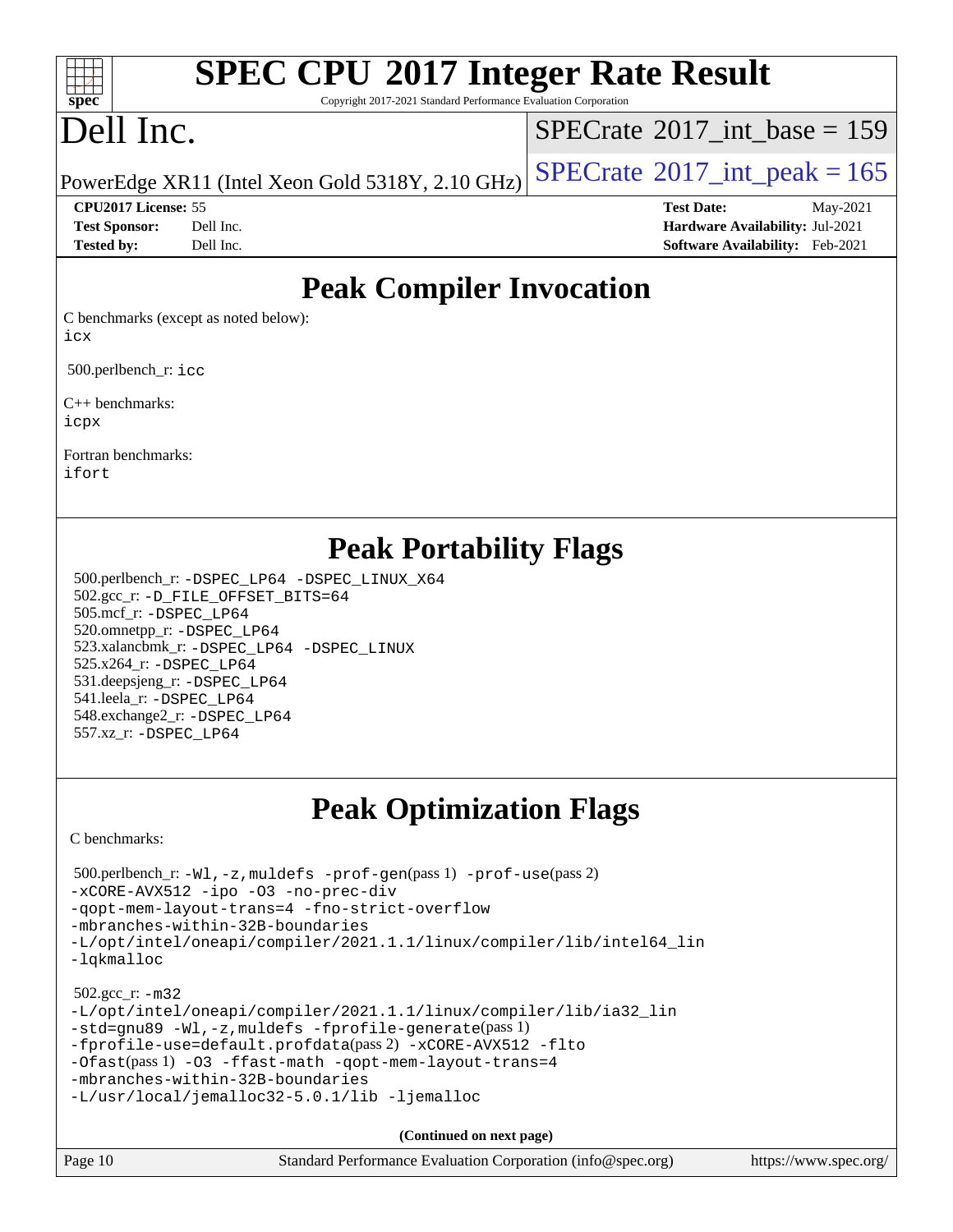# SPEC CPU 2017 Integer Rate Result

Copyright 2017-2021 Standard Performance Evaluation Corporation

# Dell Inc.

PowerEdge XR11 (Intel Xeon Gold 5318Y, 2.10 GHz)

SPECrate 2017_int_base = 159

SPECrate 2017_int_peak = 165

**CPU2017 License:** 55
**Test Sponsor:** Dell Inc.
**Tested by:** Dell Inc.

**Test Date:** May-2021
**Hardware Availability:** Jul-2021
**Software Availability:** Feb-2021

## Peak Compiler Invocation

C benchmarks (except as noted below):
icx

500.perlbench_r: icc

C++ benchmarks:
icpx

Fortran benchmarks:
ifort

## Peak Portability Flags

500.perlbench_r: -DSPEC_LP64 -DSPEC_LINUX_X64
502.gcc_r: -D_FILE_OFFSET_BITS=64
505.mcf_r: -DSPEC_LP64
520.omnetpp_r: -DSPEC_LP64
523.xalancbmk_r: -DSPEC_LP64 -DSPEC_LINUX
525.x264_r: -DSPEC_LP64
531.deepsjeng_r: -DSPEC_LP64
541.leela_r: -DSPEC_LP64
548.exchange2_r: -DSPEC_LP64
557.xz_r: -DSPEC_LP64

## Peak Optimization Flags

C benchmarks:

500.perlbench_r: -Wl,-z,muldefs -prof-gen(pass 1) -prof-use(pass 2)
-xCORE-AVX512 -ipo -O3 -no-prec-div
-qopt-mem-layout-trans=4 -fno-strict-overflow
-mbranches-within-32B-boundaries
-L/opt/intel/oneapi/compiler/2021.1.1/linux/compiler/lib/intel64_lin
-lqkmalloc

502.gcc_r: -m32
-L/opt/intel/oneapi/compiler/2021.1.1/linux/compiler/lib/ia32_lin
-std=gnu89 -Wl,-z,muldefs -fprofile-generate(pass 1)
-fprofile-use=default.profdata(pass 2) -xCORE-AVX512 -flto
-Ofast(pass 1) -O3 -ffast-math -qopt-mem-layout-trans=4
-mbranches-within-32B-boundaries
-L/usr/local/jemalloc32-5.0.1/lib -ljemalloc

**(Continued on next page)**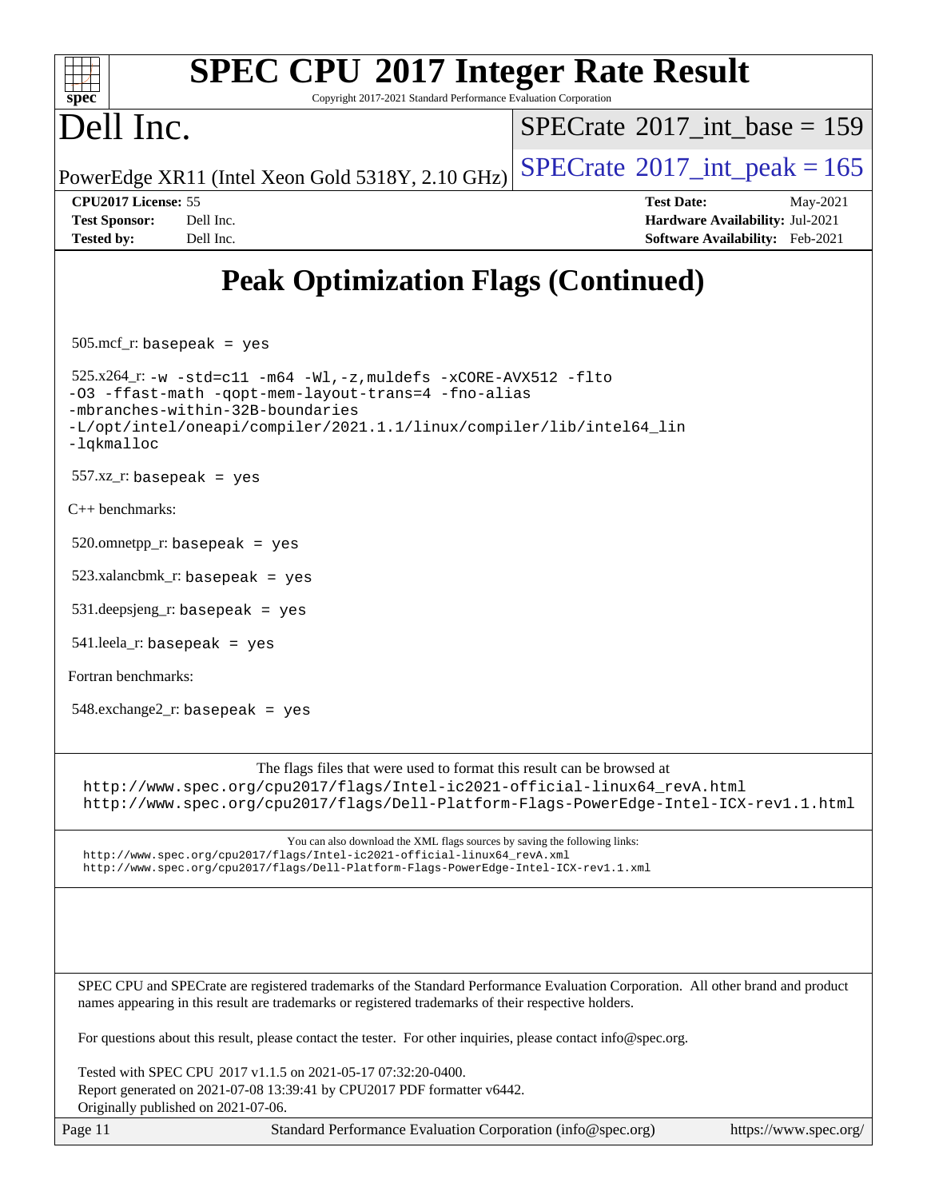# Peak Optimization Flags (Continued)

505.mcf_r: `basepeak = yes`

525.x264_r: `-w -std=c11 -m64 -Wl,-z,muldefs -xCORE-AVX512 -flto -O3 -ffast-math -qopt-mem-layout-trans=4 -fno-alias -mbranches-within-32B-boundaries -L/opt/intel/oneapi/compiler/2021.1.1/linux/compiler/lib/intel64_lin -lqkmalloc`

557.xz_r: `basepeak = yes`

C++ benchmarks:

520.omnetpp_r: `basepeak = yes`

523.xalancbmk_r: `basepeak = yes`

531.deepsjeng_r: `basepeak = yes`

541.leela_r: `basepeak = yes`

Fortran benchmarks:

548.exchange2_r: `basepeak = yes`

The flags files that were used to format this result can be browsed at
http://www.spec.org/cpu2017/flags/Intel-ic2021-official-linux64_revA.html
http://www.spec.org/cpu2017/flags/Dell-Platform-Flags-PowerEdge-Intel-ICX-rev1.1.html

You can also download the XML flags sources by saving the following links:
http://www.spec.org/cpu2017/flags/Intel-ic2021-official-linux64_revA.xml
http://www.spec.org/cpu2017/flags/Dell-Platform-Flags-PowerEdge-Intel-ICX-rev1.1.xml

SPEC CPU and SPECrate are registered trademarks of the Standard Performance Evaluation Corporation. All other brand and product names appearing in this result are trademarks or registered trademarks of their respective holders.

For questions about this result, please contact the tester. For other inquiries, please contact info@spec.org.

Tested with SPEC CPU 2017 v1.1.5 on 2021-05-17 07:32:20-0400.
Report generated on 2021-07-08 13:39:41 by CPU2017 PDF formatter v6442.
Originally published on 2021-07-06.